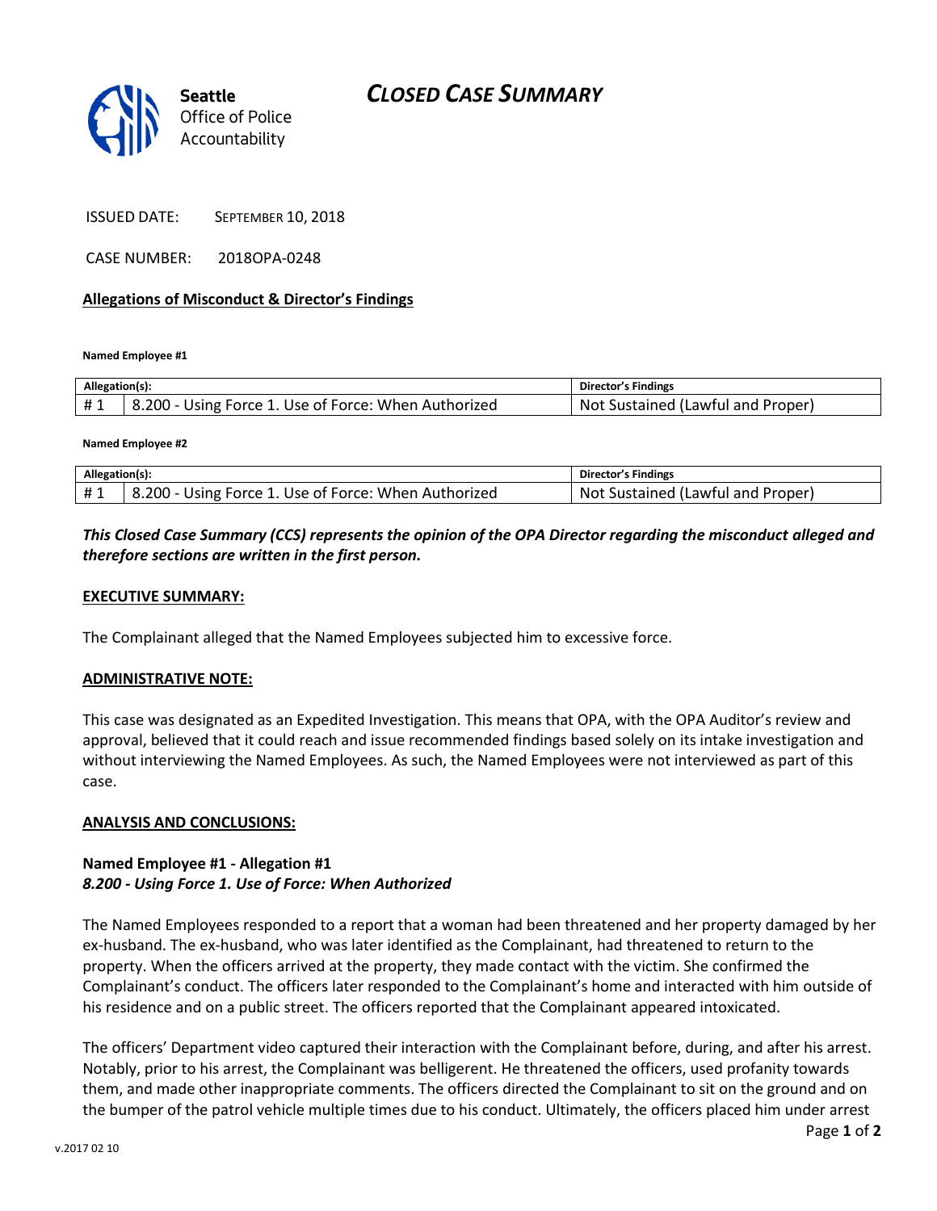Seattle Office of Police Accountability

# *CLOSED CASE SUMMARY*

ISSUED DATE: SEPTEMBER 10, 2018

CASE NUMBER: 2018OPA-0248

**Allegations of Misconduct & Director's Findings**

**Named Employee #1**

| Allegation(s): | | Director's Findings |
|---|---|---|
| # 1 | 8.200 - Using Force 1. Use of Force: When Authorized | Not Sustained (Lawful and Proper) |

**Named Employee #2**

| Allegation(s): | | Director's Findings |
|---|---|---|
| # 1 | 8.200 - Using Force 1. Use of Force: When Authorized | Not Sustained (Lawful and Proper) |

***This Closed Case Summary (CCS) represents the opinion of the OPA Director regarding the misconduct alleged and therefore sections are written in the first person.***

**EXECUTIVE SUMMARY:**

The Complainant alleged that the Named Employees subjected him to excessive force.

**ADMINISTRATIVE NOTE:**

This case was designated as an Expedited Investigation. This means that OPA, with the OPA Auditor's review and approval, believed that it could reach and issue recommended findings based solely on its intake investigation and without interviewing the Named Employees. As such, the Named Employees were not interviewed as part of this case.

**ANALYSIS AND CONCLUSIONS:**

**Named Employee #1 - Allegation #1**
***8.200 - Using Force 1. Use of Force: When Authorized***

The Named Employees responded to a report that a woman had been threatened and her property damaged by her ex-husband. The ex-husband, who was later identified as the Complainant, had threatened to return to the property. When the officers arrived at the property, they made contact with the victim. She confirmed the Complainant's conduct. The officers later responded to the Complainant's home and interacted with him outside of his residence and on a public street. The officers reported that the Complainant appeared intoxicated.

The officers' Department video captured their interaction with the Complainant before, during, and after his arrest. Notably, prior to his arrest, the Complainant was belligerent. He threatened the officers, used profanity towards them, and made other inappropriate comments. The officers directed the Complainant to sit on the ground and on the bumper of the patrol vehicle multiple times due to his conduct. Ultimately, the officers placed him under arrest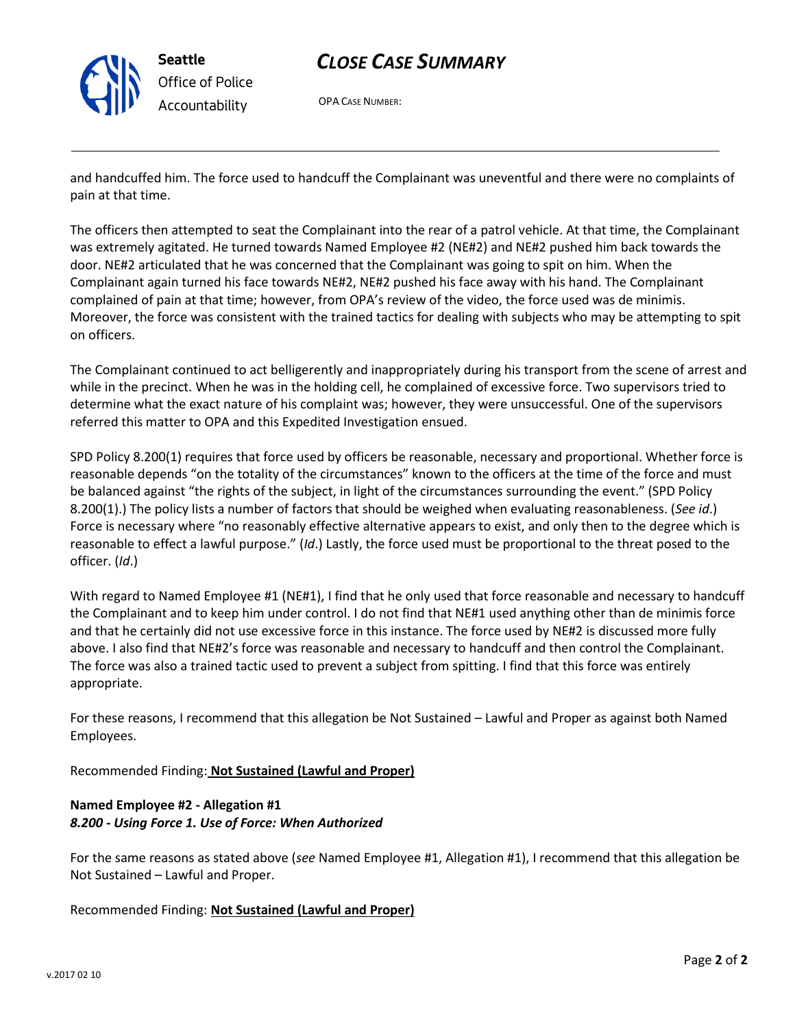and handcuffed him. The force used to handcuff the Complainant was uneventful and there were no complaints of pain at that time.

The officers then attempted to seat the Complainant into the rear of a patrol vehicle. At that time, the Complainant was extremely agitated. He turned towards Named Employee #2 (NE#2) and NE#2 pushed him back towards the door. NE#2 articulated that he was concerned that the Complainant was going to spit on him. When the Complainant again turned his face towards NE#2, NE#2 pushed his face away with his hand. The Complainant complained of pain at that time; however, from OPA's review of the video, the force used was de minimis. Moreover, the force was consistent with the trained tactics for dealing with subjects who may be attempting to spit on officers.

The Complainant continued to act belligerently and inappropriately during his transport from the scene of arrest and while in the precinct. When he was in the holding cell, he complained of excessive force. Two supervisors tried to determine what the exact nature of his complaint was; however, they were unsuccessful. One of the supervisors referred this matter to OPA and this Expedited Investigation ensued.

SPD Policy 8.200(1) requires that force used by officers be reasonable, necessary and proportional. Whether force is reasonable depends "on the totality of the circumstances" known to the officers at the time of the force and must be balanced against "the rights of the subject, in light of the circumstances surrounding the event." (SPD Policy 8.200(1).) The policy lists a number of factors that should be weighed when evaluating reasonableness. (*See id*.) Force is necessary where "no reasonably effective alternative appears to exist, and only then to the degree which is reasonable to effect a lawful purpose." (*Id*.) Lastly, the force used must be proportional to the threat posed to the officer. (*Id*.)

With regard to Named Employee #1 (NE#1), I find that he only used that force reasonable and necessary to handcuff the Complainant and to keep him under control. I do not find that NE#1 used anything other than de minimis force and that he certainly did not use excessive force in this instance. The force used by NE#2 is discussed more fully above. I also find that NE#2's force was reasonable and necessary to handcuff and then control the Complainant. The force was also a trained tactic used to prevent a subject from spitting. I find that this force was entirely appropriate.

For these reasons, I recommend that this allegation be Not Sustained – Lawful and Proper as against both Named Employees.

Recommended Finding: **Not Sustained (Lawful and Proper)**

**Named Employee #2 - Allegation #1**
***8.200 - Using Force 1. Use of Force: When Authorized***

For the same reasons as stated above (*see* Named Employee #1, Allegation #1), I recommend that this allegation be Not Sustained – Lawful and Proper.

Recommended Finding: **Not Sustained (Lawful and Proper)**